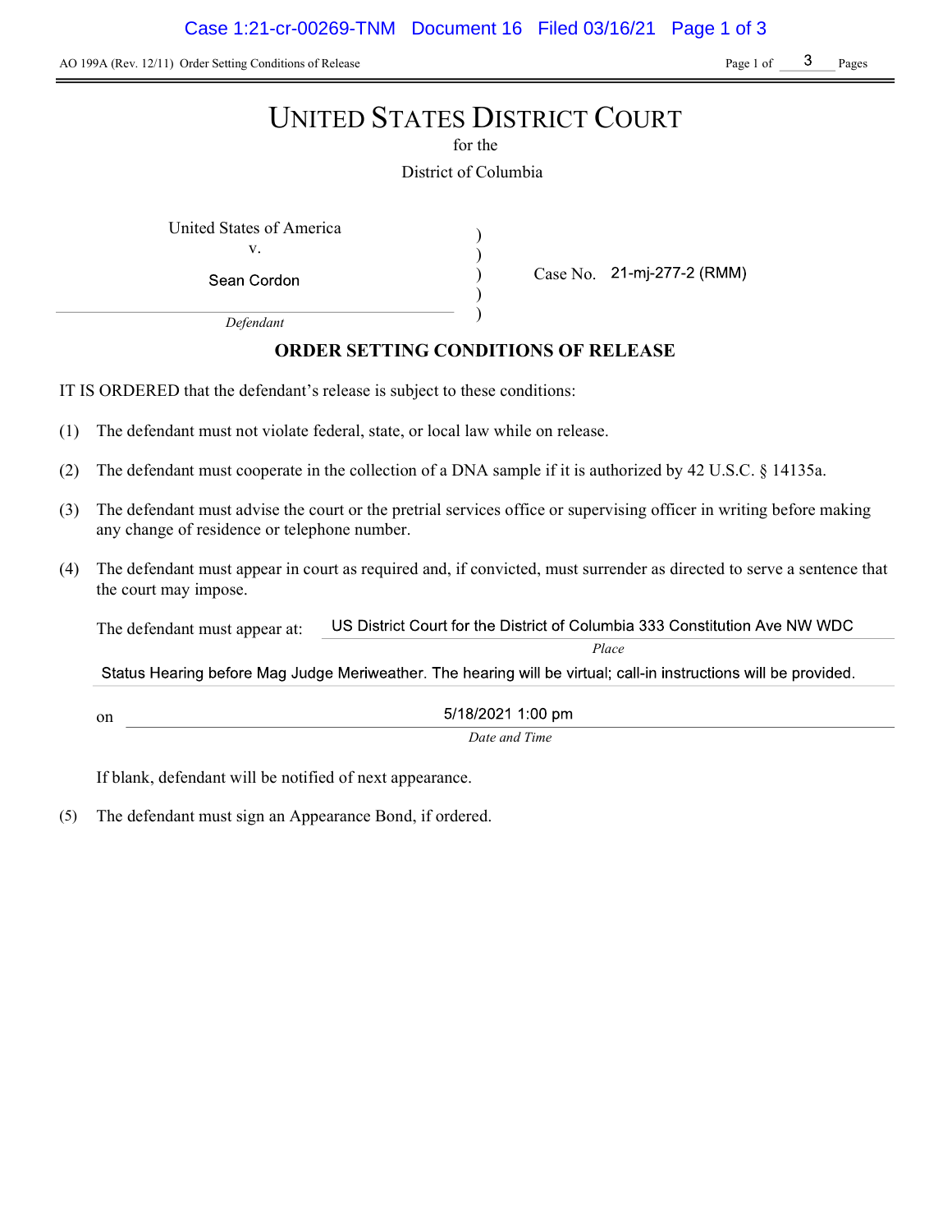AO 199A (Rev. 12/11) Order Setting Conditions of Release

# UNITED STATES DISTRICT COURT

for the

District of Columbia

United States of America
v.
Sean Cordon
*Defendant*

Case No. 21-mj-277-2 (RMM)

## ORDER SETTING CONDITIONS OF RELEASE

IT IS ORDERED that the defendant's release is subject to these conditions:

(1) The defendant must not violate federal, state, or local law while on release.

(2) The defendant must cooperate in the collection of a DNA sample if it is authorized by 42 U.S.C. § 14135a.

(3) The defendant must advise the court or the pretrial services office or supervising officer in writing before making any change of residence or telephone number.

(4) The defendant must appear in court as required and, if convicted, must surrender as directed to serve a sentence that the court may impose.

The defendant must appear at: US District Court for the District of Columbia 333 Constitution Ave NW WDC
*Place*

Status Hearing before Mag Judge Meriweather. The hearing will be virtual; call-in instructions will be provided.

on 5/18/2021 1:00 pm
*Date and Time*

If blank, defendant will be notified of next appearance.

(5) The defendant must sign an Appearance Bond, if ordered.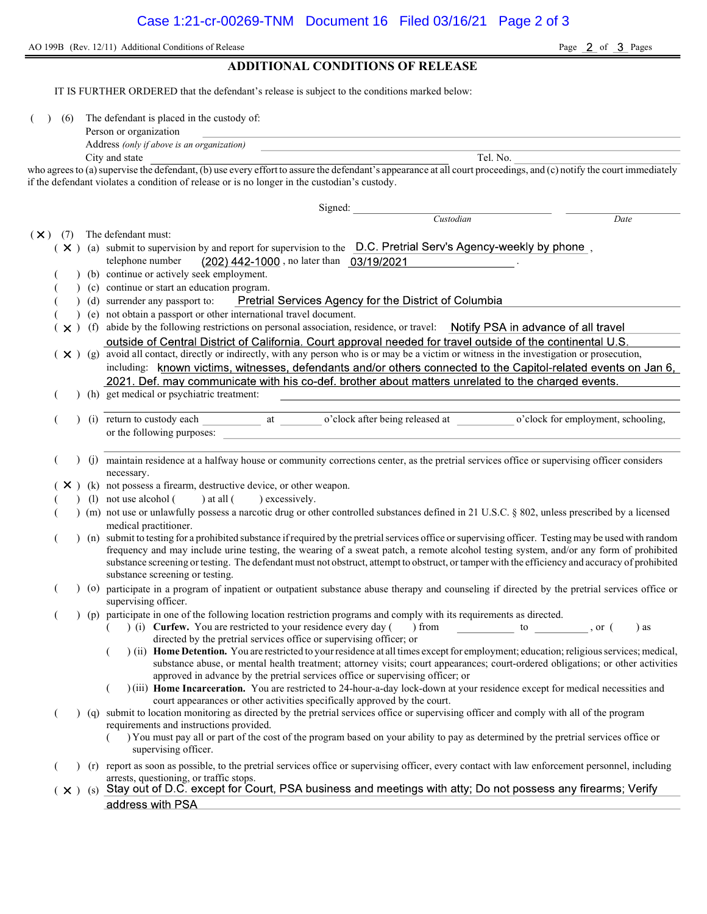AO 199B (Rev. 12/11) Additional Conditions of Release

## ADDITIONAL CONDITIONS OF RELEASE

IT IS FURTHER ORDERED that the defendant's release is subject to the conditions marked below:

( ) (6) The defendant is placed in the custody of:

Person or organization ______________________

Address *(only if above is an organization)* ______________________

City and state ______________________ Tel. No. ______________________

who agrees to (a) supervise the defendant, (b) use every effort to assure the defendant's appearance at all court proceedings, and (c) notify the court immediately if the defendant violates a condition of release or is no longer in the custodian's custody.

Signed: ______________________ ______________________
*Custodian* *Date*

( X ) (7) The defendant must:

- ( X ) (a) submit to supervision by and report for supervision to the D.C. Pretrial Serv's Agency-weekly by phone, telephone number (202) 442-1000, no later than 03/19/2021.
- ( ) (b) continue or actively seek employment.
- ( ) (c) continue or start an education program.
- ( ) (d) surrender any passport to: Pretrial Services Agency for the District of Columbia
- ( ) (e) not obtain a passport or other international travel document.
- ( X ) (f) abide by the following restrictions on personal association, residence, or travel: Notify PSA in advance of all travel outside of Central District of California. Court approval needed for travel outside of the continental U.S.
- ( X ) (g) avoid all contact, directly or indirectly, with any person who is or may be a victim or witness in the investigation or prosecution, including: known victims, witnesses, defendants and/or others connected to the Capitol-related events on Jan 6, 2021. Def. may communicate with his co-def. brother about matters unrelated to the charged events.
- ( ) (h) get medical or psychiatric treatment: ______________________
- ( ) (i) return to custody each __________ at ________ o'clock after being released at __________ o'clock for employment, schooling, or the following purposes: ______________________
- ( ) (j) maintain residence at a halfway house or community corrections center, as the pretrial services office or supervising officer considers necessary.
- ( X ) (k) not possess a firearm, destructive device, or other weapon.
- ( ) (l) not use alcohol ( ) at all ( ) excessively.
- ( ) (m) not use or unlawfully possess a narcotic drug or other controlled substances defined in 21 U.S.C. § 802, unless prescribed by a licensed medical practitioner.
- ( ) (n) submit to testing for a prohibited substance if required by the pretrial services office or supervising officer. Testing may be used with random frequency and may include urine testing, the wearing of a sweat patch, a remote alcohol testing system, and/or any form of prohibited substance screening or testing. The defendant must not obstruct, attempt to obstruct, or tamper with the efficiency and accuracy of prohibited substance screening or testing.
- ( ) (o) participate in a program of inpatient or outpatient substance abuse therapy and counseling if directed by the pretrial services office or supervising officer.
- ( ) (p) participate in one of the following location restriction programs and comply with its requirements as directed.
  - ( ) (i) **Curfew.** You are restricted to your residence every day ( ) from __________ to __________, or ( ) as directed by the pretrial services office or supervising officer; or
  - ( ) (ii) **Home Detention.** You are restricted to your residence at all times except for employment; education; religious services; medical, substance abuse, or mental health treatment; attorney visits; court appearances; court-ordered obligations; or other activities approved in advance by the pretrial services office or supervising officer; or
  - ( ) (iii) **Home Incarceration.** You are restricted to 24-hour-a-day lock-down at your residence except for medical necessities and court appearances or other activities specifically approved by the court.
- ( ) (q) submit to location monitoring as directed by the pretrial services office or supervising officer and comply with all of the program requirements and instructions provided.
  - ( ) You must pay all or part of the cost of the program based on your ability to pay as determined by the pretrial services office or supervising officer.
- ( ) (r) report as soon as possible, to the pretrial services office or supervising officer, every contact with law enforcement personnel, including arrests, questioning, or traffic stops.
- ( X ) (s) Stay out of D.C. except for Court, PSA business and meetings with atty; Do not possess any firearms; Verify address with PSA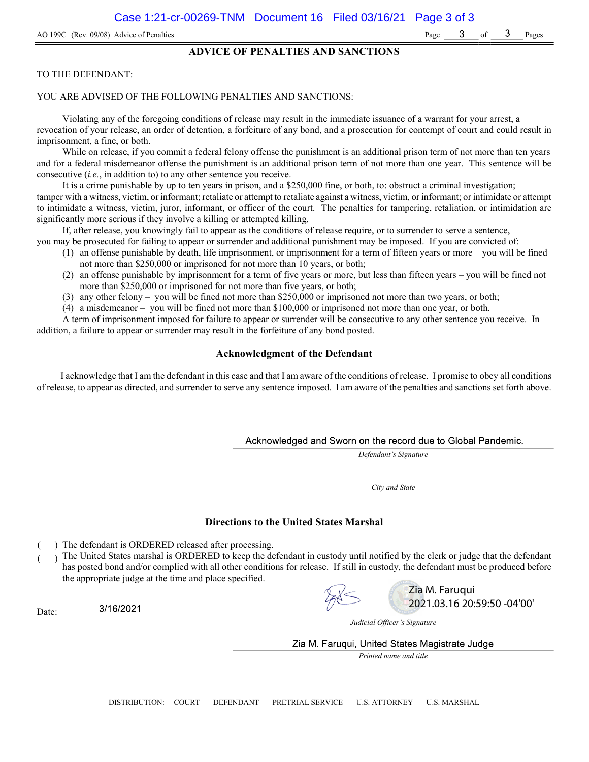AO 199C (Rev. 09/08) Advice of Penalties

## ADVICE OF PENALTIES AND SANCTIONS

TO THE DEFENDANT:

YOU ARE ADVISED OF THE FOLLOWING PENALTIES AND SANCTIONS:

Violating any of the foregoing conditions of release may result in the immediate issuance of a warrant for your arrest, a revocation of your release, an order of detention, a forfeiture of any bond, and a prosecution for contempt of court and could result in imprisonment, a fine, or both.

While on release, if you commit a federal felony offense the punishment is an additional prison term of not more than ten years and for a federal misdemeanor offense the punishment is an additional prison term of not more than one year. This sentence will be consecutive (*i.e.*, in addition to) to any other sentence you receive.

It is a crime punishable by up to ten years in prison, and a $250,000 fine, or both, to: obstruct a criminal investigation; tamper with a witness, victim, or informant; retaliate or attempt to retaliate against a witness, victim, or informant; or intimidate or attempt to intimidate a witness, victim, juror, informant, or officer of the court. The penalties for tampering, retaliation, or intimidation are significantly more serious if they involve a killing or attempted killing.

If, after release, you knowingly fail to appear as the conditions of release require, or to surrender to serve a sentence, you may be prosecuted for failing to appear or surrender and additional punishment may be imposed. If you are convicted of:

(1) an offense punishable by death, life imprisonment, or imprisonment for a term of fifteen years or more – you will be fined not more than $250,000 or imprisoned for not more than 10 years, or both;
(2) an offense punishable by imprisonment for a term of five years or more, but less than fifteen years – you will be fined not more than $250,000 or imprisoned for not more than five years, or both;
(3) any other felony – you will be fined not more than $250,000 or imprisoned not more than two years, or both;
(4) a misdemeanor – you will be fined not more than $100,000 or imprisoned not more than one year, or both.

A term of imprisonment imposed for failure to appear or surrender will be consecutive to any other sentence you receive. In addition, a failure to appear or surrender may result in the forfeiture of any bond posted.

### Acknowledgment of the Defendant

I acknowledge that I am the defendant in this case and that I am aware of the conditions of release. I promise to obey all conditions of release, to appear as directed, and surrender to serve any sentence imposed. I am aware of the penalties and sanctions set forth above.

Acknowledged and Sworn on the record due to Global Pandemic.

*Defendant's Signature*

*City and State*

### Directions to the United States Marshal

( ) The defendant is ORDERED released after processing.

( ) The United States marshal is ORDERED to keep the defendant in custody until notified by the clerk or judge that the defendant has posted bond and/or complied with all other conditions for release. If still in custody, the defendant must be produced before the appropriate judge at the time and place specified.

Date: 3/16/2021

Zia M. Faruqui 2021.03.16 20:59:50 -04'00'

*Judicial Officer's Signature*

Zia M. Faruqui, United States Magistrate Judge

*Printed name and title*

DISTRIBUTION: COURT DEFENDANT PRETRIAL SERVICE U.S. ATTORNEY U.S. MARSHAL